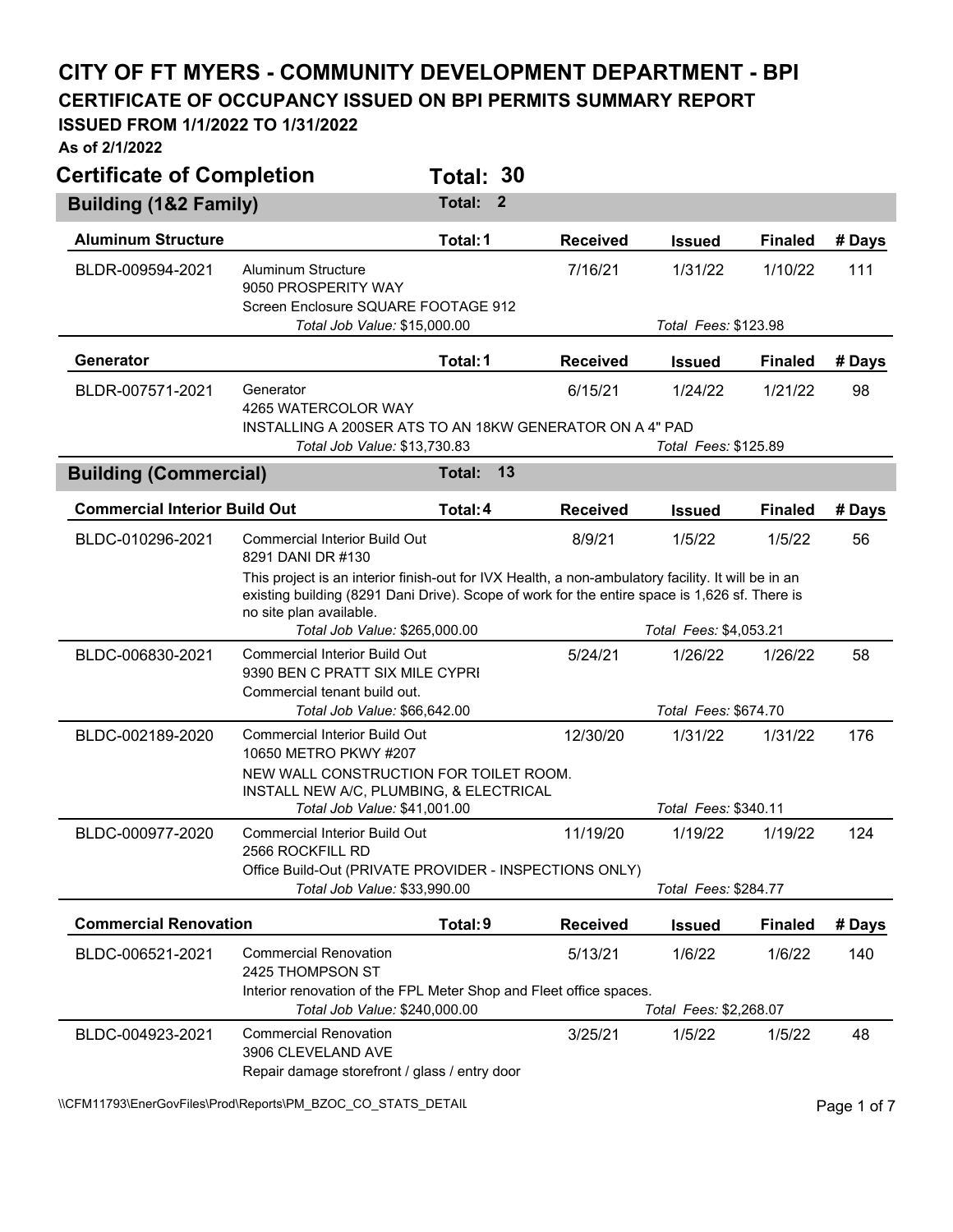# CITY OF FT MYERS - COMMUNITY DEVELOPMENT DEPARTMENT - BPI

## CERTIFICATE OF OCCUPANCY ISSUED ON BPI PERMITS SUMMARY REPORT

### ISSUED FROM 1/1/2022 TO 1/31/2022

**As of 2/1/2022**

## Certificate of Completion — Total: 30

### Building (1&2 Family) — Total: 2

| Aluminum Structure | | Total: 1 | Received | Issued | Finaled | # Days |
|---|---|---|---|---|---|---|
| BLDR-009594-2021 | Aluminum Structure<br>9050 PROSPERITY WAY<br>Screen Enclosure SQUARE FOOTAGE 912<br>*Total Job Value:* $15,000.00 | | 7/16/21 | 1/31/22<br>*Total Fees:* $123.98 | 1/10/22 | 111 |

| Generator | | Total: 1 | Received | Issued | Finaled | # Days |
|---|---|---|---|---|---|---|
| BLDR-007571-2021 | Generator<br>4265 WATERCOLOR WAY<br>INSTALLING A 200SER ATS TO AN 18KW GENERATOR ON A 4" PAD<br>*Total Job Value:* $13,730.83 | | 6/15/21 | 1/24/22<br>*Total Fees:* $125.89 | 1/21/22 | 98 |

### Building (Commercial) — Total: 13

| Commercial Interior Build Out | | Total: 4 | Received | Issued | Finaled | # Days |
|---|---|---|---|---|---|---|
| BLDC-010296-2021 | Commercial Interior Build Out<br>8291 DANI DR #130<br>This project is an interior finish-out for IVX Health, a non-ambulatory facility. It will be in an existing building (8291 Dani Drive). Scope of work for the entire space is 1,626 sf. There is no site plan available.<br>*Total Job Value:* $265,000.00 | | 8/9/21 | 1/5/22<br>*Total Fees:* $4,053.21 | 1/5/22 | 56 |
| BLDC-006830-2021 | Commercial Interior Build Out<br>9390 BEN C PRATT SIX MILE CYPRI<br>Commercial tenant build out.<br>*Total Job Value:* $66,642.00 | | 5/24/21 | 1/26/22<br>*Total Fees:* $674.70 | 1/26/22 | 58 |
| BLDC-002189-2020 | Commercial Interior Build Out<br>10650 METRO PKWY #207<br>NEW WALL CONSTRUCTION FOR TOILET ROOM.<br>INSTALL NEW A/C, PLUMBING, & ELECTRICAL<br>*Total Job Value:* $41,001.00 | | 12/30/20 | 1/31/22<br>*Total Fees:* $340.11 | 1/31/22 | 176 |
| BLDC-000977-2020 | Commercial Interior Build Out<br>2566 ROCKFILL RD<br>Office Build-Out (PRIVATE PROVIDER - INSPECTIONS ONLY)<br>*Total Job Value:* $33,990.00 | | 11/19/20 | 1/19/22<br>*Total Fees:* $284.77 | 1/19/22 | 124 |

| Commercial Renovation | | Total: 9 | Received | Issued | Finaled | # Days |
|---|---|---|---|---|---|---|
| BLDC-006521-2021 | Commercial Renovation<br>2425 THOMPSON ST<br>Interior renovation of the FPL Meter Shop and Fleet office spaces.<br>*Total Job Value:* $240,000.00 | | 5/13/21 | 1/6/22<br>*Total Fees:* $2,268.07 | 1/6/22 | 140 |
| BLDC-004923-2021 | Commercial Renovation<br>3906 CLEVELAND AVE<br>Repair damage storefront / glass / entry door | | 3/25/21 | 1/5/22 | 1/5/22 | 48 |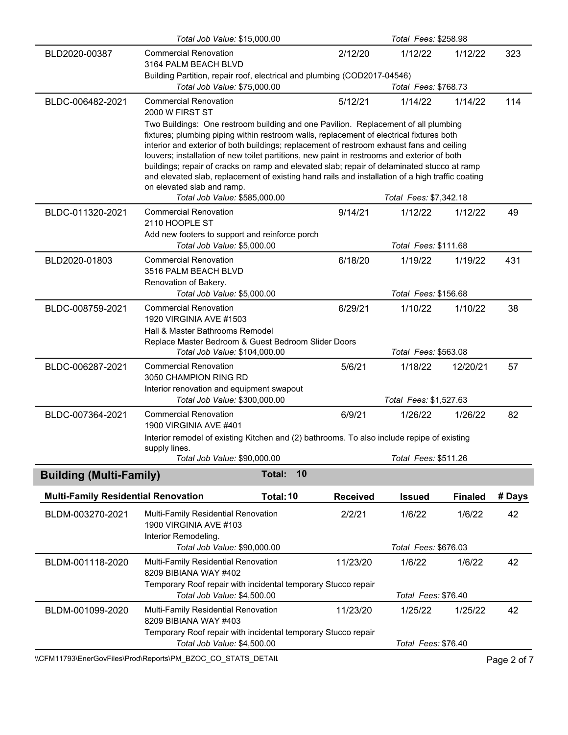| | | | | | |
|---|---|---|---|---|---|
| | *Total Job Value:* $15,000.00 | | *Total Fees:* $258.98 | | |
| BLD2020-00387 | Commercial Renovation<br>3164 PALM BEACH BLVD<br>Building Partition, repair roof, electrical and plumbing (COD2017-04546) | 2/12/20 | 1/12/22 | 1/12/22 | 323 |
| | *Total Job Value:* $75,000.00 | | *Total Fees:* $768.73 | | |
| BLDC-006482-2021 | Commercial Renovation<br>2000 W FIRST ST<br>Two Buildings: One restroom building and one Pavilion. Replacement of all plumbing fixtures; plumbing piping within restroom walls, replacement of electrical fixtures both interior and exterior of both buildings; replacement of restroom exhaust fans and ceiling louvers; installation of new toilet partitions, new paint in restrooms and exterior of both buildings; repair of cracks on ramp and elevated slab; repair of delaminated stucco at ramp and elevated slab, replacement of existing hand rails and installation of a high traffic coating on elevated slab and ramp. | 5/12/21 | 1/14/22 | 1/14/22 | 114 |
| | *Total Job Value:* $585,000.00 | | *Total Fees:* $7,342.18 | | |
| BLDC-011320-2021 | Commercial Renovation<br>2110 HOOPLE ST<br>Add new footers to support and reinforce porch | 9/14/21 | 1/12/22 | 1/12/22 | 49 |
| | *Total Job Value:* $5,000.00 | | *Total Fees:* $111.68 | | |
| BLD2020-01803 | Commercial Renovation<br>3516 PALM BEACH BLVD<br>Renovation of Bakery. | 6/18/20 | 1/19/22 | 1/19/22 | 431 |
| | *Total Job Value:* $5,000.00 | | *Total Fees:* $156.68 | | |
| BLDC-008759-2021 | Commercial Renovation<br>1920 VIRGINIA AVE #1503<br>Hall & Master Bathrooms Remodel<br>Replace Master Bedroom & Guest Bedroom Slider Doors | 6/29/21 | 1/10/22 | 1/10/22 | 38 |
| | *Total Job Value:* $104,000.00 | | *Total Fees:* $563.08 | | |
| BLDC-006287-2021 | Commercial Renovation<br>3050 CHAMPION RING RD<br>Interior renovation and equipment swapout | 5/6/21 | 1/18/22 | 12/20/21 | 57 |
| | *Total Job Value:* $300,000.00 | | *Total Fees:* $1,527.63 | | |
| BLDC-007364-2021 | Commercial Renovation<br>1900 VIRGINIA AVE #401<br>Interior remodel of existing Kitchen and (2) bathrooms. To also include repipe of existing supply lines. | 6/9/21 | 1/26/22 | 1/26/22 | 82 |
| | *Total Job Value:* $90,000.00 | | *Total Fees:* $511.26 | | |

## Building (Multi-Family) — Total: 10

| Multi-Family Residential Renovation | Total: 10 | Received | Issued | Finaled | # Days |
|---|---|---|---|---|---|
| BLDM-003270-2021 | Multi-Family Residential Renovation<br>1900 VIRGINIA AVE #103<br>Interior Remodeling. | 2/2/21 | 1/6/22 | 1/6/22 | 42 |
| | *Total Job Value:* $90,000.00 | | *Total Fees:* $676.03 | | |
| BLDM-001118-2020 | Multi-Family Residential Renovation<br>8209 BIBIANA WAY #402<br>Temporary Roof repair with incidental temporary Stucco repair | 11/23/20 | 1/6/22 | 1/6/22 | 42 |
| | *Total Job Value:* $4,500.00 | | *Total Fees:* $76.40 | | |
| BLDM-001099-2020 | Multi-Family Residential Renovation<br>8209 BIBIANA WAY #403<br>Temporary Roof repair with incidental temporary Stucco repair | 11/23/20 | 1/25/22 | 1/25/22 | 42 |
| | *Total Job Value:* $4,500.00 | | *Total Fees:* $76.40 | | |

\\CFM11793\EnerGovFiles\Prod\Reports\PM_BZOC_CO_STATS_DETAIL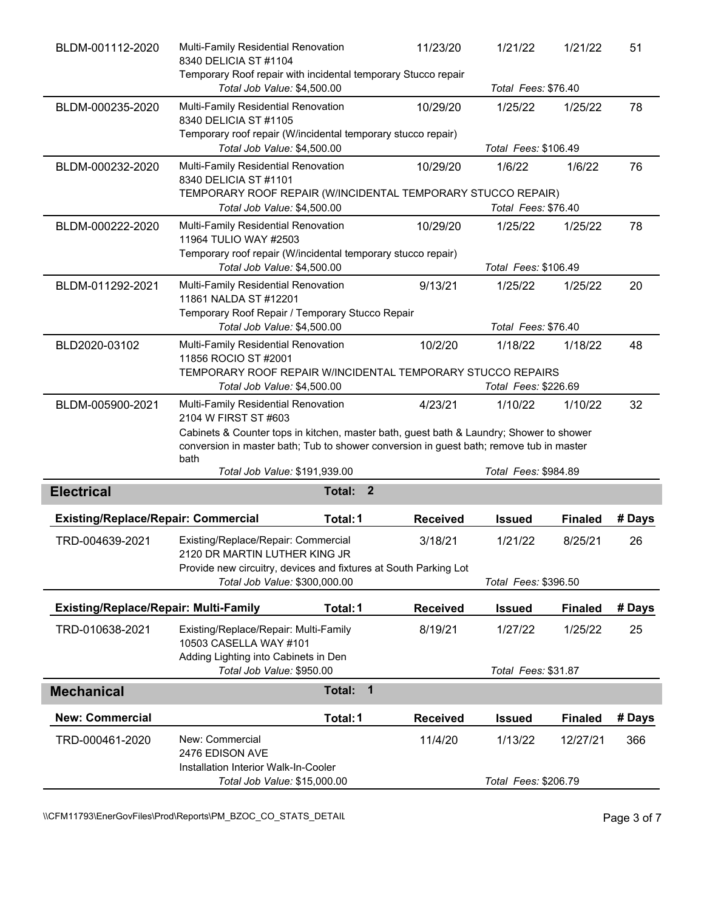| | | Received | Issued | Finaled | # Days |
|---|---|---|---|---|---|
| BLDM-001112-2020 | Multi-Family Residential Renovation<br>8340 DELICIA ST #1104<br>Temporary Roof repair with incidental temporary Stucco repair<br>*Total Job Value:* $4,500.00 | 11/23/20 | 1/21/22<br>*Total Fees:* $76.40 | 1/21/22 | 51 |
| BLDM-000235-2020 | Multi-Family Residential Renovation<br>8340 DELICIA ST #1105<br>Temporary roof repair (W/incidental temporary stucco repair)<br>*Total Job Value:* $4,500.00 | 10/29/20 | 1/25/22<br>*Total Fees:* $106.49 | 1/25/22 | 78 |
| BLDM-000232-2020 | Multi-Family Residential Renovation<br>8340 DELICIA ST #1101<br>TEMPORARY ROOF REPAIR (W/INCIDENTAL TEMPORARY STUCCO REPAIR)<br>*Total Job Value:* $4,500.00 | 10/29/20 | 1/6/22<br>*Total Fees:* $76.40 | 1/6/22 | 76 |
| BLDM-000222-2020 | Multi-Family Residential Renovation<br>11964 TULIO WAY #2503<br>Temporary roof repair (W/incidental temporary stucco repair)<br>*Total Job Value:* $4,500.00 | 10/29/20 | 1/25/22<br>*Total Fees:* $106.49 | 1/25/22 | 78 |
| BLDM-011292-2021 | Multi-Family Residential Renovation<br>11861 NALDA ST #12201<br>Temporary Roof Repair / Temporary Stucco Repair<br>*Total Job Value:* $4,500.00 | 9/13/21 | 1/25/22<br>*Total Fees:* $76.40 | 1/25/22 | 20 |
| BLD2020-03102 | Multi-Family Residential Renovation<br>11856 ROCIO ST #2001<br>TEMPORARY ROOF REPAIR W/INCIDENTAL TEMPORARY STUCCO REPAIRS<br>*Total Job Value:* $4,500.00 | 10/2/20 | 1/18/22<br>*Total Fees:* $226.69 | 1/18/22 | 48 |
| BLDM-005900-2021 | Multi-Family Residential Renovation<br>2104 W FIRST ST #603<br>Cabinets & Counter tops in kitchen, master bath, guest bath & Laundry; Shower to shower conversion in master bath; Tub to shower conversion in guest bath; remove tub in master bath<br>*Total Job Value:* $191,939.00 | 4/23/21 | 1/10/22<br>*Total Fees:* $984.89 | 1/10/22 | 32 |

## Electrical — Total: 2

| Existing/Replace/Repair: Commercial — Total: 1 | | Received | Issued | Finaled | # Days |
|---|---|---|---|---|---|
| TRD-004639-2021 | Existing/Replace/Repair: Commercial<br>2120 DR MARTIN LUTHER KING JR<br>Provide new circuitry, devices and fixtures at South Parking Lot<br>*Total Job Value:* $300,000.00 | 3/18/21 | 1/21/22<br>*Total Fees:* $396.50 | 8/25/21 | 26 |

| Existing/Replace/Repair: Multi-Family — Total: 1 | | Received | Issued | Finaled | # Days |
|---|---|---|---|---|---|
| TRD-010638-2021 | Existing/Replace/Repair: Multi-Family<br>10503 CASELLA WAY #101<br>Adding Lighting into Cabinets in Den<br>*Total Job Value:* $950.00 | 8/19/21 | 1/27/22<br>*Total Fees:* $31.87 | 1/25/22 | 25 |

## Mechanical — Total: 1

| New: Commercial — Total: 1 | | Received | Issued | Finaled | # Days |
|---|---|---|---|---|---|
| TRD-000461-2020 | New: Commercial<br>2476 EDISON AVE<br>Installation Interior Walk-In-Cooler<br>*Total Job Value:* $15,000.00 | 11/4/20 | 1/13/22<br>*Total Fees:* $206.79 | 12/27/21 | 366 |

\\CFM11793\EnerGovFiles\Prod\Reports\PM_BZOC_CO_STATS_DETAIL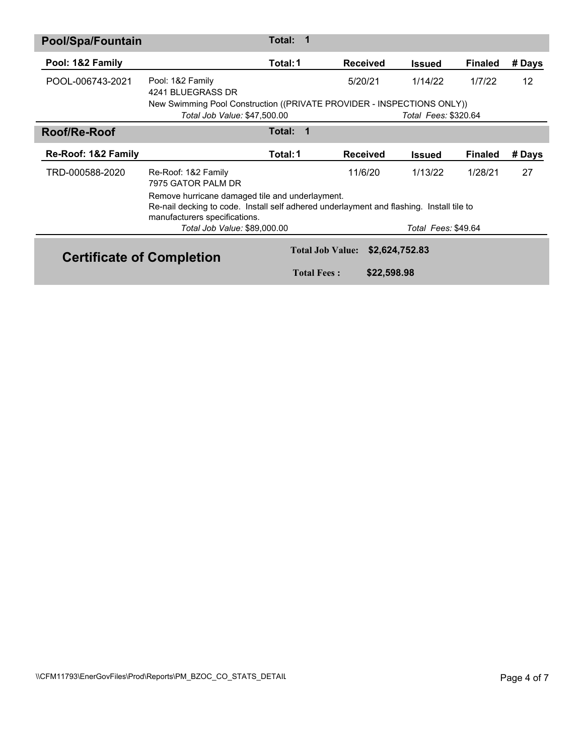## Pool/Spa/Fountain — Total: 1

### Pool: 1&2 Family — Total: 1

| Permit | Description | Received | Issued | Finaled | # Days |
|---|---|---|---|---|---|
| POOL-006743-2021 | Pool: 1&2 Family<br>4241 BLUEGRASS DR<br>New Swimming Pool Construction ((PRIVATE PROVIDER - INSPECTIONS ONLY))<br>*Total Job Value:* $47,500.00 — *Total Fees:* $320.64 | 5/20/21 | 1/14/22 | 1/7/22 | 12 |

## Roof/Re-Roof — Total: 1

### Re-Roof: 1&2 Family — Total: 1

| Permit | Description | Received | Issued | Finaled | # Days |
|---|---|---|---|---|---|
| TRD-000588-2020 | Re-Roof: 1&2 Family<br>7975 GATOR PALM DR<br>Remove hurricane damaged tile and underlayment.<br>Re-nail decking to code. Install self adhered underlayment and flashing. Install tile to manufacturers specifications.<br>*Total Job Value:* $89,000.00 — *Total Fees:* $49.64 | 11/6/20 | 1/13/22 | 1/28/21 | 27 |

## Certificate of Completion

**Total Job Value:** $2,624,752.83

**Total Fees :** $22,598.98

\\CFM11793\EnerGovFiles\Prod\Reports\PM_BZOC_CO_STATS_DETAIL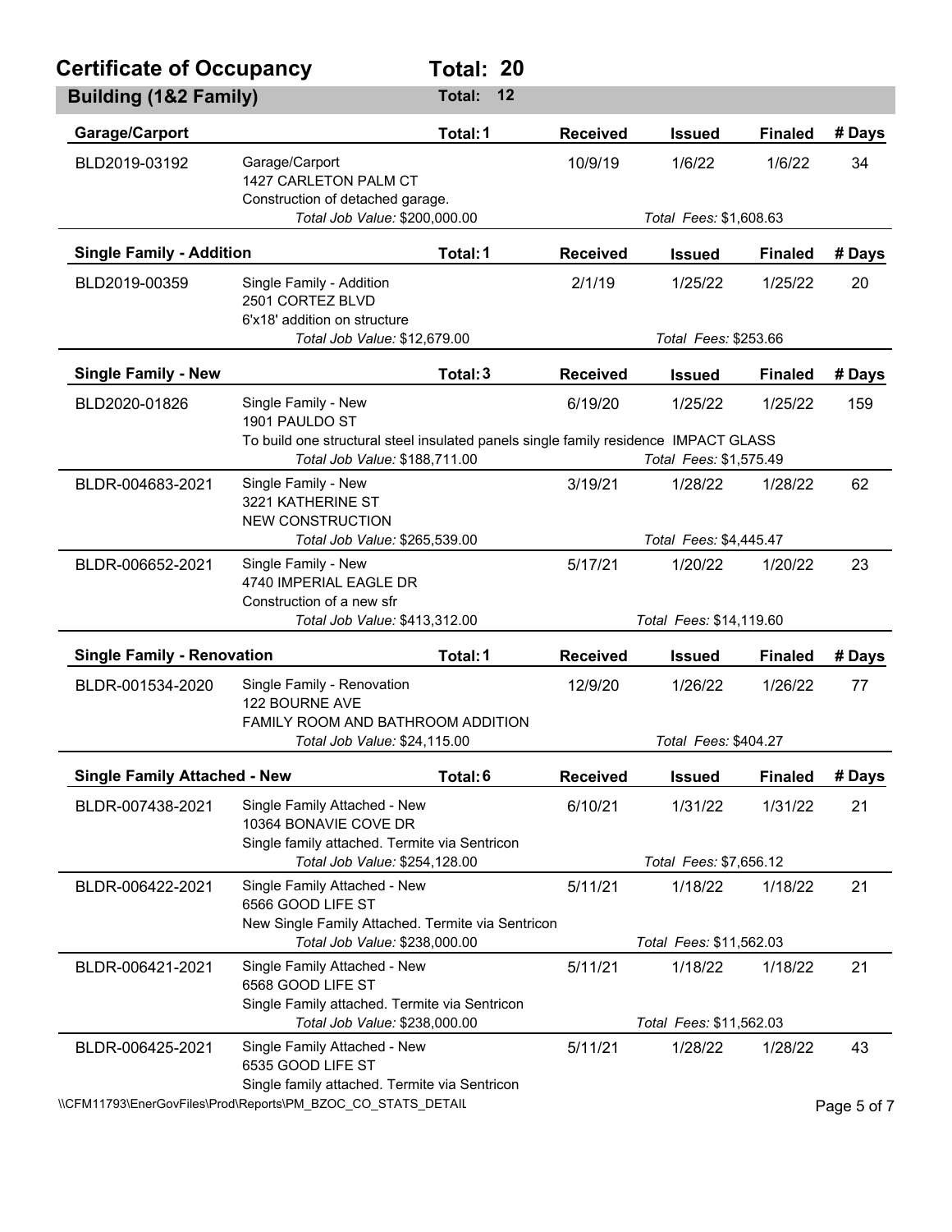# Certificate of Occupancy — Total: 20

## Building (1&2 Family) — Total: 12

### Garage/Carport — Total: 1

| Permit | Description | Received | Issued | Finaled | # Days |
|---|---|---|---|---|---|
| BLD2019-03192 | Garage/Carport<br>1427 CARLETON PALM CT<br>Construction of detached garage.<br>*Total Job Value:* $200,000.00 | 10/9/19 | 1/6/22 | 1/6/22 | 34 |
| | | | *Total Fees:* $1,608.63 | | |

### Single Family - Addition — Total: 1

| Permit | Description | Received | Issued | Finaled | # Days |
|---|---|---|---|---|---|
| BLD2019-00359 | Single Family - Addition<br>2501 CORTEZ BLVD<br>6'x18' addition on structure<br>*Total Job Value:* $12,679.00 | 2/1/19 | 1/25/22 | 1/25/22 | 20 |
| | | | *Total Fees:* $253.66 | | |

### Single Family - New — Total: 3

| Permit | Description | Received | Issued | Finaled | # Days |
|---|---|---|---|---|---|
| BLD2020-01826 | Single Family - New<br>1901 PAULDO ST<br>To build one structural steel insulated panels single family residence IMPACT GLASS<br>*Total Job Value:* $188,711.00 | 6/19/20 | 1/25/22 | 1/25/22 | 159 |
| | | | *Total Fees:* $1,575.49 | | |
| BLDR-004683-2021 | Single Family - New<br>3221 KATHERINE ST<br>NEW CONSTRUCTION<br>*Total Job Value:* $265,539.00 | 3/19/21 | 1/28/22 | 1/28/22 | 62 |
| | | | *Total Fees:* $4,445.47 | | |
| BLDR-006652-2021 | Single Family - New<br>4740 IMPERIAL EAGLE DR<br>Construction of a new sfr<br>*Total Job Value:* $413,312.00 | 5/17/21 | 1/20/22 | 1/20/22 | 23 |
| | | | *Total Fees:* $14,119.60 | | |

### Single Family - Renovation — Total: 1

| Permit | Description | Received | Issued | Finaled | # Days |
|---|---|---|---|---|---|
| BLDR-001534-2020 | Single Family - Renovation<br>122 BOURNE AVE<br>FAMILY ROOM AND BATHROOM ADDITION<br>*Total Job Value:* $24,115.00 | 12/9/20 | 1/26/22 | 1/26/22 | 77 |
| | | | *Total Fees:* $404.27 | | |

### Single Family Attached - New — Total: 6

| Permit | Description | Received | Issued | Finaled | # Days |
|---|---|---|---|---|---|
| BLDR-007438-2021 | Single Family Attached - New<br>10364 BONAVIE COVE DR<br>Single family attached. Termite via Sentricon<br>*Total Job Value:* $254,128.00 | 6/10/21 | 1/31/22 | 1/31/22 | 21 |
| | | | *Total Fees:* $7,656.12 | | |
| BLDR-006422-2021 | Single Family Attached - New<br>6566 GOOD LIFE ST<br>New Single Family Attached. Termite via Sentricon<br>*Total Job Value:* $238,000.00 | 5/11/21 | 1/18/22 | 1/18/22 | 21 |
| | | | *Total Fees:* $11,562.03 | | |
| BLDR-006421-2021 | Single Family Attached - New<br>6568 GOOD LIFE ST<br>Single Family attached. Termite via Sentricon<br>*Total Job Value:* $238,000.00 | 5/11/21 | 1/18/22 | 1/18/22 | 21 |
| | | | *Total Fees:* $11,562.03 | | |
| BLDR-006425-2021 | Single Family Attached - New<br>6535 GOOD LIFE ST<br>Single family attached. Termite via Sentricon | 5/11/21 | 1/28/22 | 1/28/22 | 43 |

\\CFM11793\EnerGovFiles\Prod\Reports\PM_BZOC_CO_STATS_DETAIL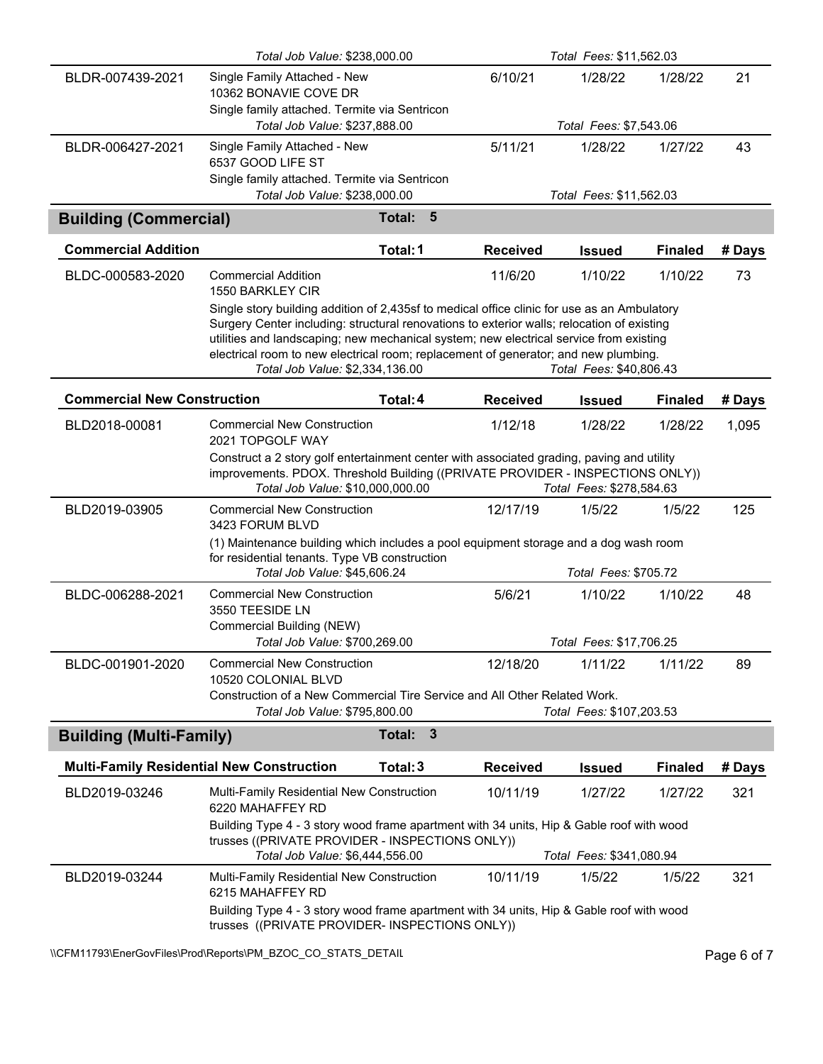| | | Received | Issued | Finaled | # Days |
|---|---|---|---|---|---|
| | *Total Job Value:* $238,000.00 | | *Total Fees:* $11,562.03 | | |
| BLDR-007439-2021 | Single Family Attached - New<br>10362 BONAVIE COVE DR<br>Single family attached. Termite via Sentricon | 6/10/21 | 1/28/22 | 1/28/22 | 21 |
| | *Total Job Value:* $237,888.00 | | *Total Fees:* $7,543.06 | | |
| BLDR-006427-2021 | Single Family Attached - New<br>6537 GOOD LIFE ST<br>Single family attached. Termite via Sentricon | 5/11/21 | 1/28/22 | 1/27/22 | 43 |
| | *Total Job Value:* $238,000.00 | | *Total Fees:* $11,562.03 | | |

## Building (Commercial) — Total: 5

| Commercial Addition — Total: 1 | | Received | Issued | Finaled | # Days |
|---|---|---|---|---|---|
| BLDC-000583-2020 | Commercial Addition<br>1550 BARKLEY CIR<br>Single story building addition of 2,435sf to medical office clinic for use as an Ambulatory Surgery Center including: structural renovations to exterior walls; relocation of existing utilities and landscaping; new mechanical system; new electrical service from existing electrical room to new electrical room; replacement of generator; and new plumbing. | 11/6/20 | 1/10/22 | 1/10/22 | 73 |
| | *Total Job Value:* $2,334,136.00 | | *Total Fees:* $40,806.43 | | |

| Commercial New Construction — Total: 4 | | Received | Issued | Finaled | # Days |
|---|---|---|---|---|---|
| BLD2018-00081 | Commercial New Construction<br>2021 TOPGOLF WAY<br>Construct a 2 story golf entertainment center with associated grading, paving and utility improvements. PDOX. Threshold Building ((PRIVATE PROVIDER - INSPECTIONS ONLY)) | 1/12/18 | 1/28/22 | 1/28/22 | 1,095 |
| | *Total Job Value:* $10,000,000.00 | | *Total Fees:* $278,584.63 | | |
| BLD2019-03905 | Commercial New Construction<br>3423 FORUM BLVD<br>(1) Maintenance building which includes a pool equipment storage and a dog wash room for residential tenants. Type VB construction | 12/17/19 | 1/5/22 | 1/5/22 | 125 |
| | *Total Job Value:* $45,606.24 | | *Total Fees:* $705.72 | | |
| BLDC-006288-2021 | Commercial New Construction<br>3550 TEESIDE LN<br>Commercial Building (NEW) | 5/6/21 | 1/10/22 | 1/10/22 | 48 |
| | *Total Job Value:* $700,269.00 | | *Total Fees:* $17,706.25 | | |
| BLDC-001901-2020 | Commercial New Construction<br>10520 COLONIAL BLVD<br>Construction of a New Commercial Tire Service and All Other Related Work. | 12/18/20 | 1/11/22 | 1/11/22 | 89 |
| | *Total Job Value:* $795,800.00 | | *Total Fees:* $107,203.53 | | |

## Building (Multi-Family) — Total: 3

| Multi-Family Residential New Construction — Total: 3 | | Received | Issued | Finaled | # Days |
|---|---|---|---|---|---|
| BLD2019-03246 | Multi-Family Residential New Construction<br>6220 MAHAFFEY RD<br>Building Type 4 - 3 story wood frame apartment with 34 units, Hip & Gable roof with wood trusses ((PRIVATE PROVIDER - INSPECTIONS ONLY)) | 10/11/19 | 1/27/22 | 1/27/22 | 321 |
| | *Total Job Value:* $6,444,556.00 | | *Total Fees:* $341,080.94 | | |
| BLD2019-03244 | Multi-Family Residential New Construction<br>6215 MAHAFFEY RD<br>Building Type 4 - 3 story wood frame apartment with 34 units, Hip & Gable roof with wood trusses ((PRIVATE PROVIDER- INSPECTIONS ONLY)) | 10/11/19 | 1/5/22 | 1/5/22 | 321 |

\\CFM11793\EnerGovFiles\Prod\Reports\PM_BZOC_CO_STATS_DETAIL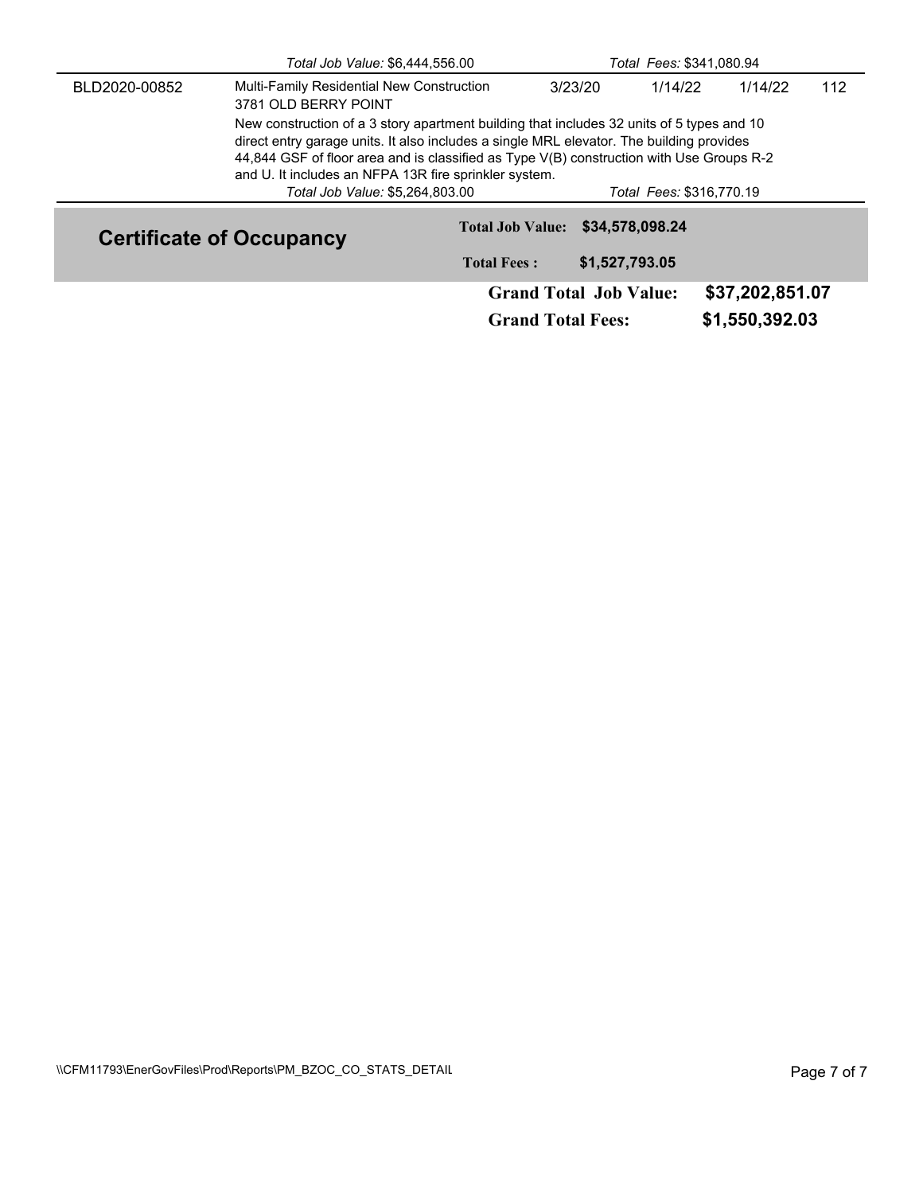| | | | | | |
|---|---|---|---|---|---|
| | *Total Job Value:* $6,444,556.00 | *Total Fees:* $341,080.94 | | | |
| BLD2020-00852 | Multi-Family Residential New Construction<br>3781 OLD BERRY POINT | 3/23/20 | 1/14/22 | 1/14/22 | 112 |
| | New construction of a 3 story apartment building that includes 32 units of 5 types and 10 direct entry garage units. It also includes a single MRL elevator. The building provides 44,844 GSF of floor area and is classified as Type V(B) construction with Use Groups R-2 and U. It includes an NFPA 13R fire sprinkler system. | | | | |
| | *Total Job Value:* $5,264,803.00 | *Total Fees:* $316,770.19 | | | |

## Certificate of Occupancy

**Total Job Value:** **$34,578,098.24**

**Total Fees :** **$1,527,793.05**

**Grand Total Job Value:** **$37,202,851.07**

**Grand Total Fees:** **$1,550,392.03**

\\CFM11793\EnerGovFiles\Prod\Reports\PM_BZOC_CO_STATS_DETAIL